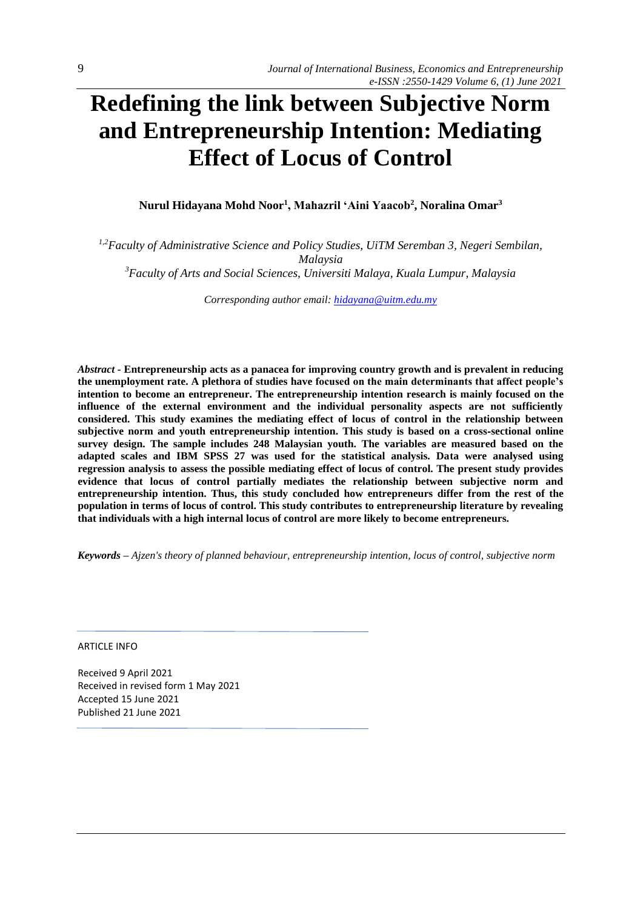# Redefining the link between Subjective Norm and Entrepreneurship Intention: Mediating Effect of Locus of Control

**Nurul Hidayana Mohd Noor[1], Mahazril 'Aini Yaacob[2], Noralina Omar[3]**

*[1,2]Faculty of Administrative Science and Policy Studies, UiTM Seremban 3, Negeri Sembilan, Malaysia*
*[3]Faculty of Arts and Social Sciences, Universiti Malaya, Kuala Lumpur, Malaysia*

*Corresponding author email: hidayana@uitm.edu.my*

***Abstract*** **- Entrepreneurship acts as a panacea for improving country growth and is prevalent in reducing the unemployment rate. A plethora of studies have focused on the main determinants that affect people's intention to become an entrepreneur. The entrepreneurship intention research is mainly focused on the influence of the external environment and the individual personality aspects are not sufficiently considered. This study examines the mediating effect of locus of control in the relationship between subjective norm and youth entrepreneurship intention. This study is based on a cross-sectional online survey design. The sample includes 248 Malaysian youth. The variables are measured based on the adapted scales and IBM SPSS 27 was used for the statistical analysis. Data were analysed using regression analysis to assess the possible mediating effect of locus of control. The present study provides evidence that locus of control partially mediates the relationship between subjective norm and entrepreneurship intention. Thus, this study concluded how entrepreneurs differ from the rest of the population in terms of locus of control. This study contributes to entrepreneurship literature by revealing that individuals with a high internal locus of control are more likely to become entrepreneurs.**

***Keywords*** *– Ajzen's theory of planned behaviour, entrepreneurship intention, locus of control, subjective norm*

ARTICLE INFO

Received 9 April 2021
Received in revised form 1 May 2021
Accepted 15 June 2021
Published 21 June 2021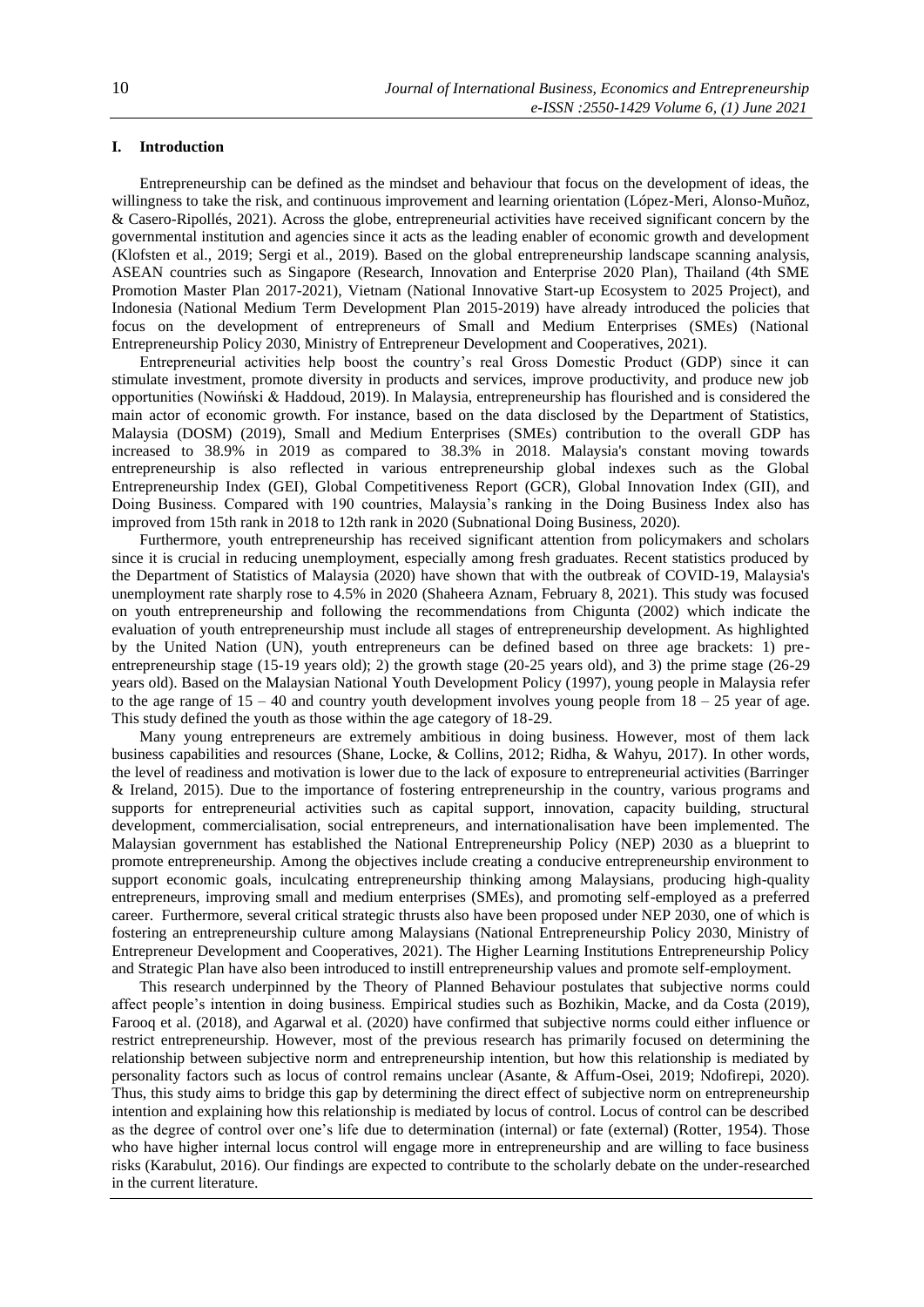## I. Introduction

Entrepreneurship can be defined as the mindset and behaviour that focus on the development of ideas, the willingness to take the risk, and continuous improvement and learning orientation (López-Meri, Alonso-Muñoz, & Casero-Ripollés, 2021). Across the globe, entrepreneurial activities have received significant concern by the governmental institution and agencies since it acts as the leading enabler of economic growth and development (Klofsten et al., 2019; Sergi et al., 2019). Based on the global entrepreneurship landscape scanning analysis, ASEAN countries such as Singapore (Research, Innovation and Enterprise 2020 Plan), Thailand (4th SME Promotion Master Plan 2017-2021), Vietnam (National Innovative Start-up Ecosystem to 2025 Project), and Indonesia (National Medium Term Development Plan 2015-2019) have already introduced the policies that focus on the development of entrepreneurs of Small and Medium Enterprises (SMEs) (National Entrepreneurship Policy 2030, Ministry of Entrepreneur Development and Cooperatives, 2021).

Entrepreneurial activities help boost the country's real Gross Domestic Product (GDP) since it can stimulate investment, promote diversity in products and services, improve productivity, and produce new job opportunities (Nowiński & Haddoud, 2019). In Malaysia, entrepreneurship has flourished and is considered the main actor of economic growth. For instance, based on the data disclosed by the Department of Statistics, Malaysia (DOSM) (2019), Small and Medium Enterprises (SMEs) contribution to the overall GDP has increased to 38.9% in 2019 as compared to 38.3% in 2018. Malaysia's constant moving towards entrepreneurship is also reflected in various entrepreneurship global indexes such as the Global Entrepreneurship Index (GEI), Global Competitiveness Report (GCR), Global Innovation Index (GII), and Doing Business. Compared with 190 countries, Malaysia's ranking in the Doing Business Index also has improved from 15th rank in 2018 to 12th rank in 2020 (Subnational Doing Business, 2020).

Furthermore, youth entrepreneurship has received significant attention from policymakers and scholars since it is crucial in reducing unemployment, especially among fresh graduates. Recent statistics produced by the Department of Statistics of Malaysia (2020) have shown that with the outbreak of COVID-19, Malaysia's unemployment rate sharply rose to 4.5% in 2020 (Shaheera Aznam, February 8, 2021). This study was focused on youth entrepreneurship and following the recommendations from Chigunta (2002) which indicate the evaluation of youth entrepreneurship must include all stages of entrepreneurship development. As highlighted by the United Nation (UN), youth entrepreneurs can be defined based on three age brackets: 1) pre-entrepreneurship stage (15-19 years old); 2) the growth stage (20-25 years old), and 3) the prime stage (26-29 years old). Based on the Malaysian National Youth Development Policy (1997), young people in Malaysia refer to the age range of 15 – 40 and country youth development involves young people from 18 – 25 year of age. This study defined the youth as those within the age category of 18-29.

Many young entrepreneurs are extremely ambitious in doing business. However, most of them lack business capabilities and resources (Shane, Locke, & Collins, 2012; Ridha, & Wahyu, 2017). In other words, the level of readiness and motivation is lower due to the lack of exposure to entrepreneurial activities (Barringer & Ireland, 2015). Due to the importance of fostering entrepreneurship in the country, various programs and supports for entrepreneurial activities such as capital support, innovation, capacity building, structural development, commercialisation, social entrepreneurs, and internationalisation have been implemented. The Malaysian government has established the National Entrepreneurship Policy (NEP) 2030 as a blueprint to promote entrepreneurship. Among the objectives include creating a conducive entrepreneurship environment to support economic goals, inculcating entrepreneurship thinking among Malaysians, producing high-quality entrepreneurs, improving small and medium enterprises (SMEs), and promoting self-employed as a preferred career. Furthermore, several critical strategic thrusts also have been proposed under NEP 2030, one of which is fostering an entrepreneurship culture among Malaysians (National Entrepreneurship Policy 2030, Ministry of Entrepreneur Development and Cooperatives, 2021). The Higher Learning Institutions Entrepreneurship Policy and Strategic Plan have also been introduced to instill entrepreneurship values and promote self-employment.

This research underpinned by the Theory of Planned Behaviour postulates that subjective norms could affect people's intention in doing business. Empirical studies such as Bozhikin, Macke, and da Costa (2019), Farooq et al. (2018), and Agarwal et al. (2020) have confirmed that subjective norms could either influence or restrict entrepreneurship. However, most of the previous research has primarily focused on determining the relationship between subjective norm and entrepreneurship intention, but how this relationship is mediated by personality factors such as locus of control remains unclear (Asante, & Affum-Osei, 2019; Ndofirepi, 2020). Thus, this study aims to bridge this gap by determining the direct effect of subjective norm on entrepreneurship intention and explaining how this relationship is mediated by locus of control. Locus of control can be described as the degree of control over one's life due to determination (internal) or fate (external) (Rotter, 1954). Those who have higher internal locus control will engage more in entrepreneurship and are willing to face business risks (Karabulut, 2016). Our findings are expected to contribute to the scholarly debate on the under-researched in the current literature.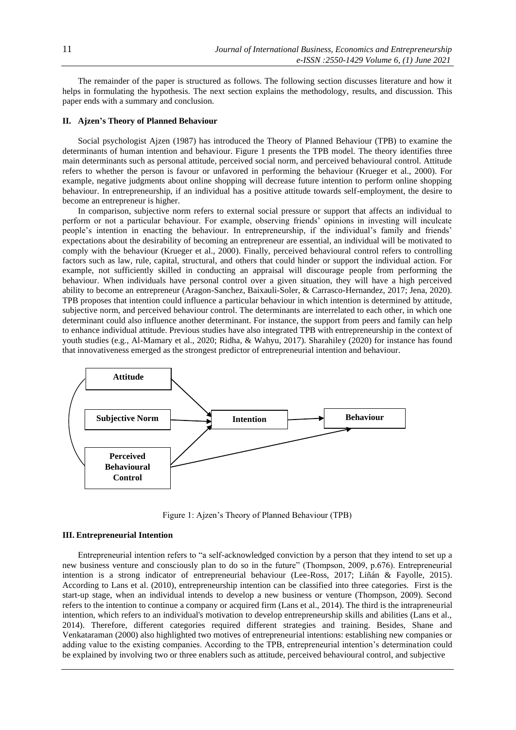The remainder of the paper is structured as follows. The following section discusses literature and how it helps in formulating the hypothesis. The next section explains the methodology, results, and discussion. This paper ends with a summary and conclusion.

## II. Ajzen's Theory of Planned Behaviour

Social psychologist Ajzen (1987) has introduced the Theory of Planned Behaviour (TPB) to examine the determinants of human intention and behaviour. Figure 1 presents the TPB model. The theory identifies three main determinants such as personal attitude, perceived social norm, and perceived behavioural control. Attitude refers to whether the person is favour or unfavored in performing the behaviour (Krueger et al., 2000). For example, negative judgments about online shopping will decrease future intention to perform online shopping behaviour. In entrepreneurship, if an individual has a positive attitude towards self-employment, the desire to become an entrepreneur is higher.

In comparison, subjective norm refers to external social pressure or support that affects an individual to perform or not a particular behaviour. For example, observing friends' opinions in investing will inculcate people's intention in enacting the behaviour. In entrepreneurship, if the individual's family and friends' expectations about the desirability of becoming an entrepreneur are essential, an individual will be motivated to comply with the behaviour (Krueger et al., 2000). Finally, perceived behavioural control refers to controlling factors such as law, rule, capital, structural, and others that could hinder or support the individual action. For example, not sufficiently skilled in conducting an appraisal will discourage people from performing the behaviour. When individuals have personal control over a given situation, they will have a high perceived ability to become an entrepreneur (Aragon-Sanchez, Baixauli-Soler, & Carrasco-Hernandez, 2017; Jena, 2020). TPB proposes that intention could influence a particular behaviour in which intention is determined by attitude, subjective norm, and perceived behaviour control. The determinants are interrelated to each other, in which one determinant could also influence another determinant. For instance, the support from peers and family can help to enhance individual attitude. Previous studies have also integrated TPB with entrepreneurship in the context of youth studies (e.g., Al-Mamary et al., 2020; Ridha, & Wahyu, 2017). Sharahiley (2020) for instance has found that innovativeness emerged as the strongest predictor of entrepreneurial intention and behaviour.

```
Attitude ──────────────┐
                        ↘
Subjective Norm ──────→ Intention ──────→ Behaviour
                        ↗                    ↑
Perceived ─────────────┘                     │
Behavioural ─────────────────────────────────┘
Control
(Attitude ↔ Perceived Behavioural Control linked by curved line)
```

Figure 1: Ajzen's Theory of Planned Behaviour (TPB)

## III. Entrepreneurial Intention

Entrepreneurial intention refers to "a self-acknowledged conviction by a person that they intend to set up a new business venture and consciously plan to do so in the future" (Thompson, 2009, p.676). Entrepreneurial intention is a strong indicator of entrepreneurial behaviour (Lee-Ross, 2017; Liñán & Fayolle, 2015). According to Lans et al. (2010), entrepreneurship intention can be classified into three categories. First is the start-up stage, when an individual intends to develop a new business or venture (Thompson, 2009). Second refers to the intention to continue a company or acquired firm (Lans et al., 2014). The third is the intrapreneurial intention, which refers to an individual's motivation to develop entrepreneurship skills and abilities (Lans et al., 2014). Therefore, different categories required different strategies and training. Besides, Shane and Venkataraman (2000) also highlighted two motives of entrepreneurial intentions: establishing new companies or adding value to the existing companies. According to the TPB, entrepreneurial intention's determination could be explained by involving two or three enablers such as attitude, perceived behavioural control, and subjective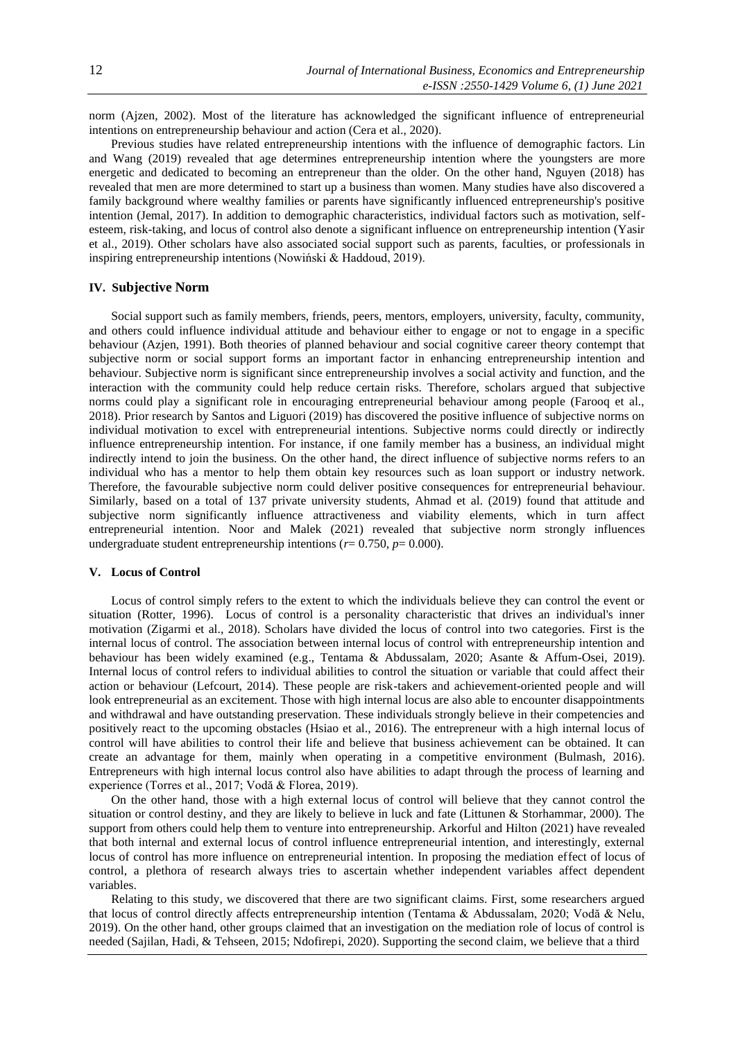norm (Ajzen, 2002). Most of the literature has acknowledged the significant influence of entrepreneurial intentions on entrepreneurship behaviour and action (Cera et al., 2020).

Previous studies have related entrepreneurship intentions with the influence of demographic factors. Lin and Wang (2019) revealed that age determines entrepreneurship intention where the youngsters are more energetic and dedicated to becoming an entrepreneur than the older. On the other hand, Nguyen (2018) has revealed that men are more determined to start up a business than women. Many studies have also discovered a family background where wealthy families or parents have significantly influenced entrepreneurship's positive intention (Jemal, 2017). In addition to demographic characteristics, individual factors such as motivation, self-esteem, risk-taking, and locus of control also denote a significant influence on entrepreneurship intention (Yasir et al., 2019). Other scholars have also associated social support such as parents, faculties, or professionals in inspiring entrepreneurship intentions (Nowiński & Haddoud, 2019).

## IV. Subjective Norm

Social support such as family members, friends, peers, mentors, employers, university, faculty, community, and others could influence individual attitude and behaviour either to engage or not to engage in a specific behaviour (Azjen, 1991). Both theories of planned behaviour and social cognitive career theory contempt that subjective norm or social support forms an important factor in enhancing entrepreneurship intention and behaviour. Subjective norm is significant since entrepreneurship involves a social activity and function, and the interaction with the community could help reduce certain risks. Therefore, scholars argued that subjective norms could play a significant role in encouraging entrepreneurial behaviour among people (Farooq et al., 2018). Prior research by Santos and Liguori (2019) has discovered the positive influence of subjective norms on individual motivation to excel with entrepreneurial intentions. Subjective norms could directly or indirectly influence entrepreneurship intention. For instance, if one family member has a business, an individual might indirectly intend to join the business. On the other hand, the direct influence of subjective norms refers to an individual who has a mentor to help them obtain key resources such as loan support or industry network. Therefore, the favourable subjective norm could deliver positive consequences for entrepreneurial behaviour. Similarly, based on a total of 137 private university students, Ahmad et al. (2019) found that attitude and subjective norm significantly influence attractiveness and viability elements, which in turn affect entrepreneurial intention. Noor and Malek (2021) revealed that subjective norm strongly influences undergraduate student entrepreneurship intentions ($r = 0.750$, $p = 0.000$).

## V. Locus of Control

Locus of control simply refers to the extent to which the individuals believe they can control the event or situation (Rotter, 1996). Locus of control is a personality characteristic that drives an individual's inner motivation (Zigarmi et al., 2018). Scholars have divided the locus of control into two categories. First is the internal locus of control. The association between internal locus of control with entrepreneurship intention and behaviour has been widely examined (e.g., Tentama & Abdussalam, 2020; Asante & Affum-Osei, 2019). Internal locus of control refers to individual abilities to control the situation or variable that could affect their action or behaviour (Lefcourt, 2014). These people are risk-takers and achievement-oriented people and will look entrepreneurial as an excitement. Those with high internal locus are also able to encounter disappointments and withdrawal and have outstanding preservation. These individuals strongly believe in their competencies and positively react to the upcoming obstacles (Hsiao et al., 2016). The entrepreneur with a high internal locus of control will have abilities to control their life and believe that business achievement can be obtained. It can create an advantage for them, mainly when operating in a competitive environment (Bulmash, 2016). Entrepreneurs with high internal locus control also have abilities to adapt through the process of learning and experience (Torres et al., 2017; Vodă & Florea, 2019).

On the other hand, those with a high external locus of control will believe that they cannot control the situation or control destiny, and they are likely to believe in luck and fate (Littunen & Storhammar, 2000). The support from others could help them to venture into entrepreneurship. Arkorful and Hilton (2021) have revealed that both internal and external locus of control influence entrepreneurial intention, and interestingly, external locus of control has more influence on entrepreneurial intention. In proposing the mediation effect of locus of control, a plethora of research always tries to ascertain whether independent variables affect dependent variables.

Relating to this study, we discovered that there are two significant claims. First, some researchers argued that locus of control directly affects entrepreneurship intention (Tentama & Abdussalam, 2020; Vodă & Nelu, 2019). On the other hand, other groups claimed that an investigation on the mediation role of locus of control is needed (Sajilan, Hadi, & Tehseen, 2015; Ndofirepi, 2020). Supporting the second claim, we believe that a third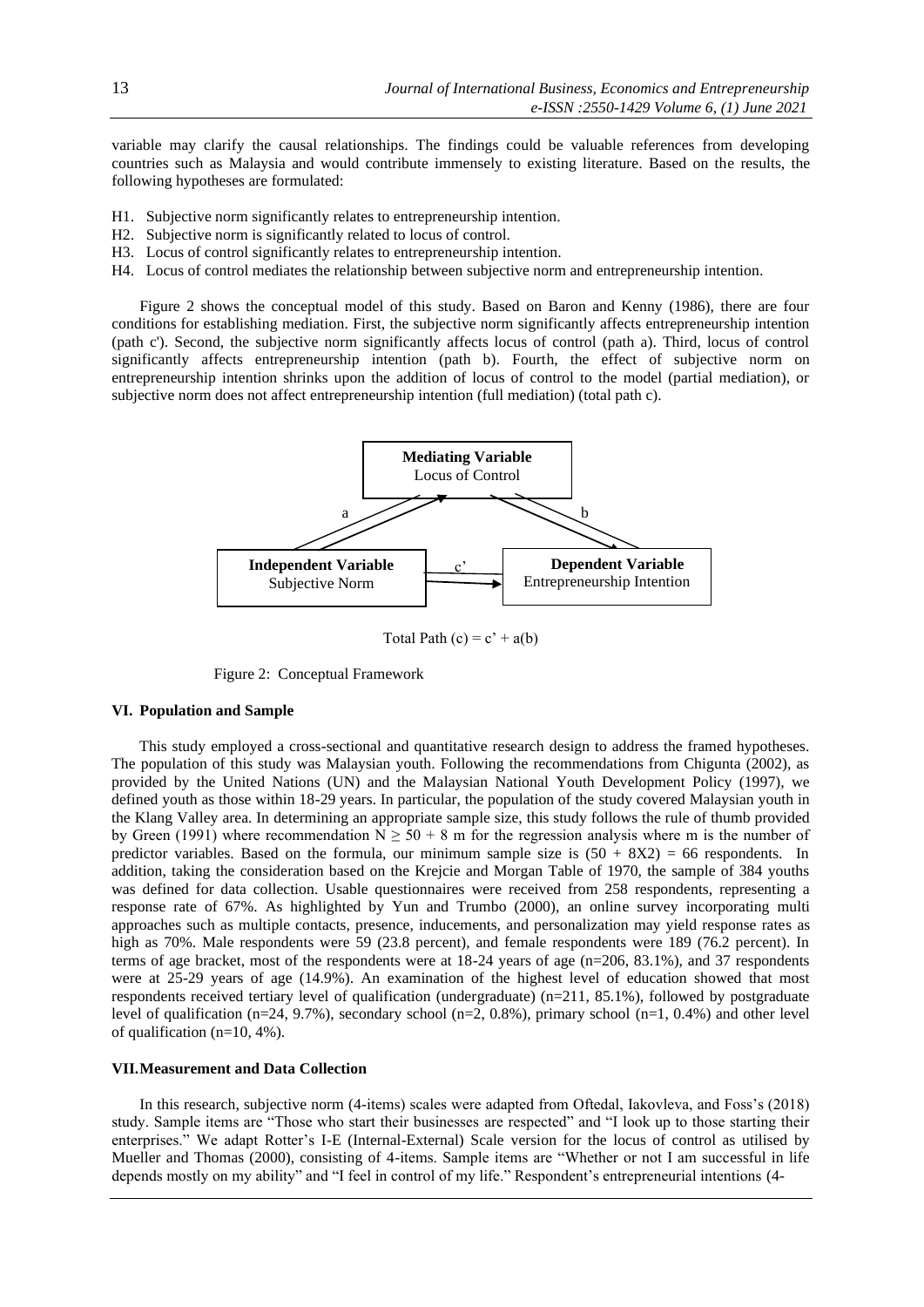variable may clarify the causal relationships. The findings could be valuable references from developing countries such as Malaysia and would contribute immensely to existing literature. Based on the results, the following hypotheses are formulated:

- H1. Subjective norm significantly relates to entrepreneurship intention.
- H2. Subjective norm is significantly related to locus of control.
- H3. Locus of control significantly relates to entrepreneurship intention.
- H4. Locus of control mediates the relationship between subjective norm and entrepreneurship intention.

Figure 2 shows the conceptual model of this study. Based on Baron and Kenny (1986), there are four conditions for establishing mediation. First, the subjective norm significantly affects entrepreneurship intention (path c'). Second, the subjective norm significantly affects locus of control (path a). Third, locus of control significantly affects entrepreneurship intention (path b). Fourth, the effect of subjective norm on entrepreneurship intention shrinks upon the addition of locus of control to the model (partial mediation), or subjective norm does not affect entrepreneurship intention (full mediation) (total path c).

**Mediating Variable**
Locus of Control

a b

**Independent Variable**
Subjective Norm

c'

**Dependent Variable**
Entrepreneurship Intention

Total Path (c) = c' + a(b)

Figure 2: Conceptual Framework

## VI. Population and Sample

This study employed a cross-sectional and quantitative research design to address the framed hypotheses. The population of this study was Malaysian youth. Following the recommendations from Chigunta (2002), as provided by the United Nations (UN) and the Malaysian National Youth Development Policy (1997), we defined youth as those within 18-29 years. In particular, the population of the study covered Malaysian youth in the Klang Valley area. In determining an appropriate sample size, this study follows the rule of thumb provided by Green (1991) where recommendation $N \geq 50 + 8$ m for the regression analysis where m is the number of predictor variables. Based on the formula, our minimum sample size is $(50 + 8X2) = 66$ respondents. In addition, taking the consideration based on the Krejcie and Morgan Table of 1970, the sample of 384 youths was defined for data collection. Usable questionnaires were received from 258 respondents, representing a response rate of 67%. As highlighted by Yun and Trumbo (2000), an online survey incorporating multi approaches such as multiple contacts, presence, inducements, and personalization may yield response rates as high as 70%. Male respondents were 59 (23.8 percent), and female respondents were 189 (76.2 percent). In terms of age bracket, most of the respondents were at 18-24 years of age (n=206, 83.1%), and 37 respondents were at 25-29 years of age (14.9%). An examination of the highest level of education showed that most respondents received tertiary level of qualification (undergraduate) (n=211, 85.1%), followed by postgraduate level of qualification (n=24, 9.7%), secondary school (n=2, 0.8%), primary school (n=1, 0.4%) and other level of qualification (n=10, 4%).

## VII. Measurement and Data Collection

In this research, subjective norm (4-items) scales were adapted from Oftedal, Iakovleva, and Foss's (2018) study. Sample items are "Those who start their businesses are respected" and "I look up to those starting their enterprises." We adapt Rotter's I-E (Internal-External) Scale version for the locus of control as utilised by Mueller and Thomas (2000), consisting of 4-items. Sample items are "Whether or not I am successful in life depends mostly on my ability" and "I feel in control of my life." Respondent's entrepreneurial intentions (4-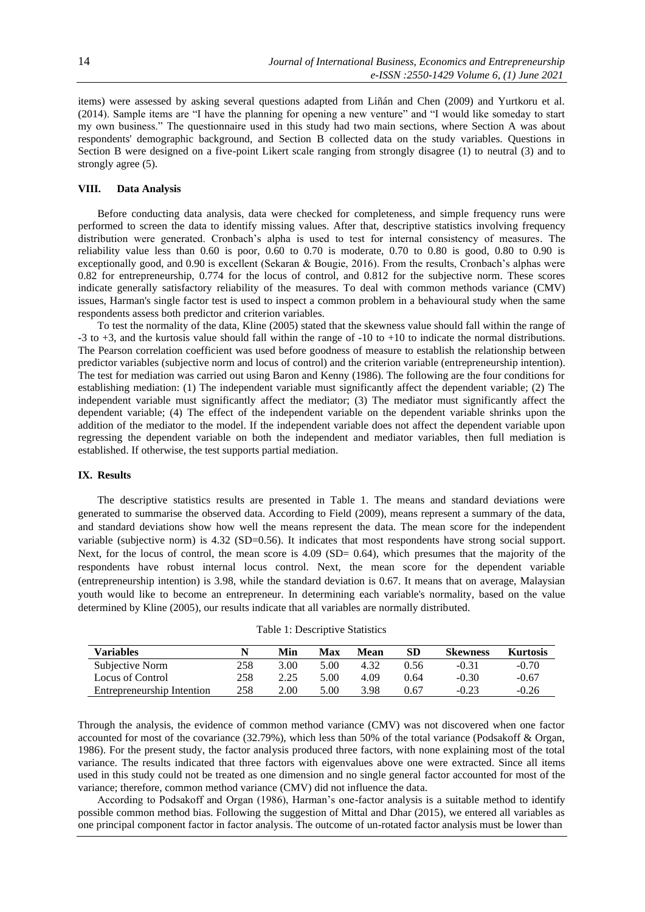items) were assessed by asking several questions adapted from Liñán and Chen (2009) and Yurtkoru et al. (2014). Sample items are "I have the planning for opening a new venture" and "I would like someday to start my own business." The questionnaire used in this study had two main sections, where Section A was about respondents' demographic background, and Section B collected data on the study variables. Questions in Section B were designed on a five-point Likert scale ranging from strongly disagree (1) to neutral (3) and to strongly agree (5).

## VIII. Data Analysis

Before conducting data analysis, data were checked for completeness, and simple frequency runs were performed to screen the data to identify missing values. After that, descriptive statistics involving frequency distribution were generated. Cronbach's alpha is used to test for internal consistency of measures. The reliability value less than 0.60 is poor, 0.60 to 0.70 is moderate, 0.70 to 0.80 is good, 0.80 to 0.90 is exceptionally good, and 0.90 is excellent (Sekaran & Bougie, 2016). From the results, Cronbach's alphas were 0.82 for entrepreneurship, 0.774 for the locus of control, and 0.812 for the subjective norm. These scores indicate generally satisfactory reliability of the measures. To deal with common methods variance (CMV) issues, Harman's single factor test is used to inspect a common problem in a behavioural study when the same respondents assess both predictor and criterion variables.

To test the normality of the data, Kline (2005) stated that the skewness value should fall within the range of -3 to +3, and the kurtosis value should fall within the range of -10 to +10 to indicate the normal distributions. The Pearson correlation coefficient was used before goodness of measure to establish the relationship between predictor variables (subjective norm and locus of control) and the criterion variable (entrepreneurship intention). The test for mediation was carried out using Baron and Kenny (1986). The following are the four conditions for establishing mediation: (1) The independent variable must significantly affect the dependent variable; (2) The independent variable must significantly affect the mediator; (3) The mediator must significantly affect the dependent variable; (4) The effect of the independent variable on the dependent variable shrinks upon the addition of the mediator to the model. If the independent variable does not affect the dependent variable upon regressing the dependent variable on both the independent and mediator variables, then full mediation is established. If otherwise, the test supports partial mediation.

## IX. Results

The descriptive statistics results are presented in Table 1. The means and standard deviations were generated to summarise the observed data. According to Field (2009), means represent a summary of the data, and standard deviations show how well the means represent the data. The mean score for the independent variable (subjective norm) is 4.32 (SD=0.56). It indicates that most respondents have strong social support. Next, for the locus of control, the mean score is 4.09 (SD= 0.64), which presumes that the majority of the respondents have robust internal locus control. Next, the mean score for the dependent variable (entrepreneurship intention) is 3.98, while the standard deviation is 0.67. It means that on average, Malaysian youth would like to become an entrepreneur. In determining each variable's normality, based on the value determined by Kline (2005), our results indicate that all variables are normally distributed.

Table 1: Descriptive Statistics

| Variables | N | Min | Max | Mean | SD | Skewness | Kurtosis |
|---|---|---|---|---|---|---|---|
| Subjective Norm | 258 | 3.00 | 5.00 | 4.32 | 0.56 | -0.31 | -0.70 |
| Locus of Control | 258 | 2.25 | 5.00 | 4.09 | 0.64 | -0.30 | -0.67 |
| Entrepreneurship Intention | 258 | 2.00 | 5.00 | 3.98 | 0.67 | -0.23 | -0.26 |

Through the analysis, the evidence of common method variance (CMV) was not discovered when one factor accounted for most of the covariance (32.79%), which less than 50% of the total variance (Podsakoff & Organ, 1986). For the present study, the factor analysis produced three factors, with none explaining most of the total variance. The results indicated that three factors with eigenvalues above one were extracted. Since all items used in this study could not be treated as one dimension and no single general factor accounted for most of the variance; therefore, common method variance (CMV) did not influence the data.

According to Podsakoff and Organ (1986), Harman's one-factor analysis is a suitable method to identify possible common method bias. Following the suggestion of Mittal and Dhar (2015), we entered all variables as one principal component factor in factor analysis. The outcome of un-rotated factor analysis must be lower than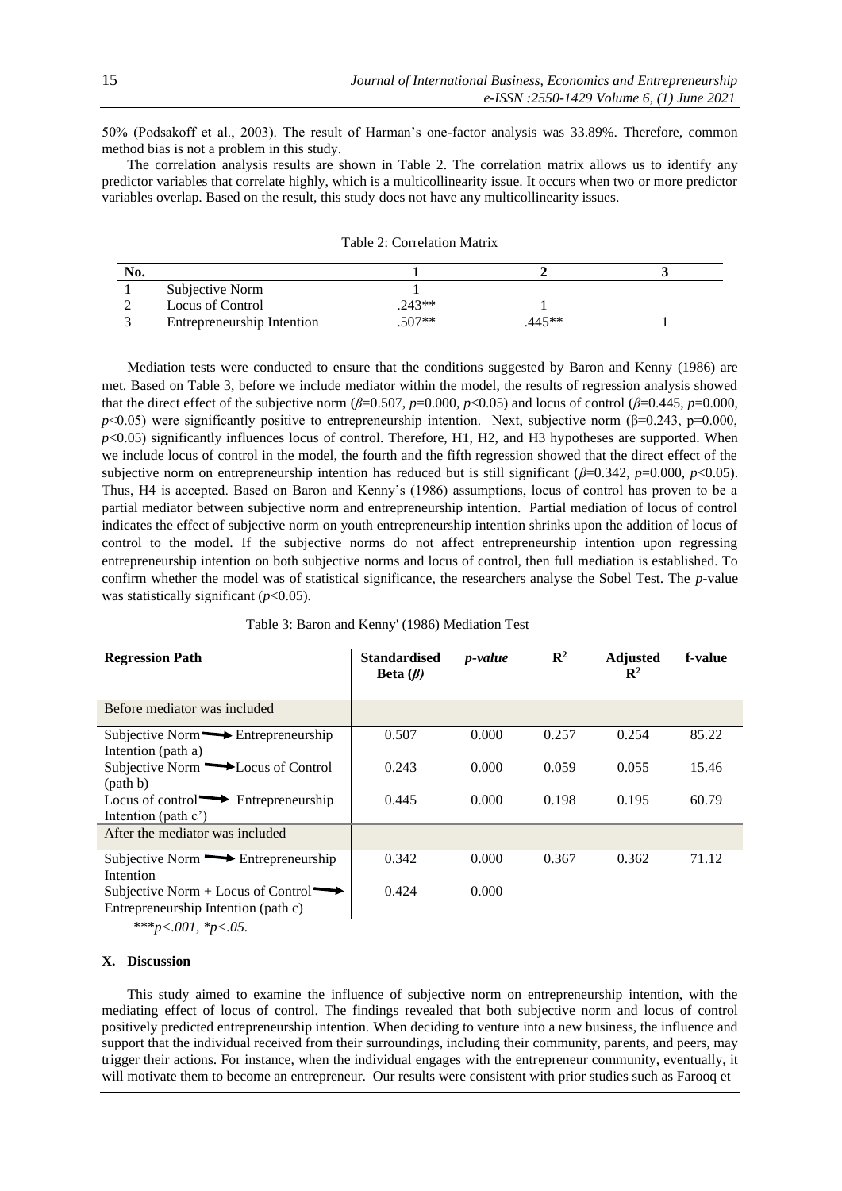50% (Podsakoff et al., 2003). The result of Harman's one-factor analysis was 33.89%. Therefore, common method bias is not a problem in this study.

The correlation analysis results are shown in Table 2. The correlation matrix allows us to identify any predictor variables that correlate highly, which is a multicollinearity issue. It occurs when two or more predictor variables overlap. Based on the result, this study does not have any multicollinearity issues.

Table 2: Correlation Matrix

| No. | | 1 | 2 | 3 |
|---|---|---|---|---|
| 1 | Subjective Norm | 1 | | |
| 2 | Locus of Control | .243** | 1 | |
| 3 | Entrepreneurship Intention | .507** | .445** | 1 |

Mediation tests were conducted to ensure that the conditions suggested by Baron and Kenny (1986) are met. Based on Table 3, before we include mediator within the model, the results of regression analysis showed that the direct effect of the subjective norm ($\beta$=0.507, $p$=0.000, $p$<0.05) and locus of control ($\beta$=0.445, $p$=0.000, $p$<0.05) were significantly positive to entrepreneurship intention. Next, subjective norm ($\beta$=0.243, p=0.000, $p$<0.05) significantly influences locus of control. Therefore, H1, H2, and H3 hypotheses are supported. When we include locus of control in the model, the fourth and the fifth regression showed that the direct effect of the subjective norm on entrepreneurship intention has reduced but is still significant ($\beta$=0.342, $p$=0.000, $p$<0.05). Thus, H4 is accepted. Based on Baron and Kenny's (1986) assumptions, locus of control has proven to be a partial mediator between subjective norm and entrepreneurship intention. Partial mediation of locus of control indicates the effect of subjective norm on youth entrepreneurship intention shrinks upon the addition of locus of control to the model. If the subjective norms do not affect entrepreneurship intention upon regressing entrepreneurship intention on both subjective norms and locus of control, then full mediation is established. To confirm whether the model was of statistical significance, the researchers analyse the Sobel Test. The $p$-value was statistically significant ($p$<0.05).

Table 3: Baron and Kenny' (1986) Mediation Test

| Regression Path | Standardised Beta ($\beta$) | *p-value* | $R^2$ | Adjusted $R^2$ | f-value |
|---|---|---|---|---|---|
| Before mediator was included | | | | | |
| Subjective Norm → Entrepreneurship Intention (path a) | 0.507 | 0.000 | 0.257 | 0.254 | 85.22 |
| Subjective Norm → Locus of Control (path b) | 0.243 | 0.000 | 0.059 | 0.055 | 15.46 |
| Locus of control → Entrepreneurship Intention (path c') | 0.445 | 0.000 | 0.198 | 0.195 | 60.79 |
| After the mediator was included | | | | | |
| Subjective Norm → Entrepreneurship Intention | 0.342 | 0.000 | 0.367 | 0.362 | 71.12 |
| Subjective Norm + Locus of Control → Entrepreneurship Intention (path c) | 0.424 | 0.000 | | | |

*\*\*\*p<.001, \*p<.05.*

## X. Discussion

This study aimed to examine the influence of subjective norm on entrepreneurship intention, with the mediating effect of locus of control. The findings revealed that both subjective norm and locus of control positively predicted entrepreneurship intention. When deciding to venture into a new business, the influence and support that the individual received from their surroundings, including their community, parents, and peers, may trigger their actions. For instance, when the individual engages with the entrepreneur community, eventually, it will motivate them to become an entrepreneur. Our results were consistent with prior studies such as Farooq et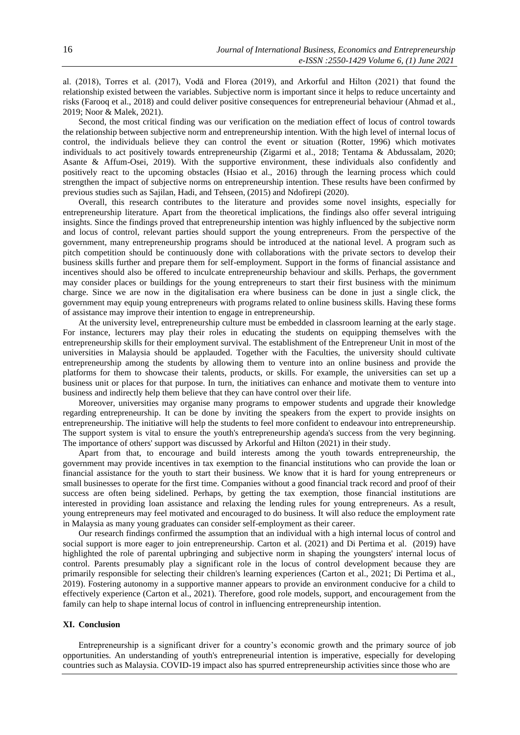al. (2018), Torres et al. (2017), Vodă and Florea (2019), and Arkorful and Hilton (2021) that found the relationship existed between the variables. Subjective norm is important since it helps to reduce uncertainty and risks (Farooq et al., 2018) and could deliver positive consequences for entrepreneurial behaviour (Ahmad et al., 2019; Noor & Malek, 2021).

Second, the most critical finding was our verification on the mediation effect of locus of control towards the relationship between subjective norm and entrepreneurship intention. With the high level of internal locus of control, the individuals believe they can control the event or situation (Rotter, 1996) which motivates individuals to act positively towards entrepreneurship (Zigarmi et al., 2018; Tentama & Abdussalam, 2020; Asante & Affum-Osei, 2019). With the supportive environment, these individuals also confidently and positively react to the upcoming obstacles (Hsiao et al., 2016) through the learning process which could strengthen the impact of subjective norms on entrepreneurship intention. These results have been confirmed by previous studies such as Sajilan, Hadi, and Tehseen, (2015) and Ndofirepi (2020).

Overall, this research contributes to the literature and provides some novel insights, especially for entrepreneurship literature. Apart from the theoretical implications, the findings also offer several intriguing insights. Since the findings proved that entrepreneurship intention was highly influenced by the subjective norm and locus of control, relevant parties should support the young entrepreneurs. From the perspective of the government, many entrepreneurship programs should be introduced at the national level. A program such as pitch competition should be continuously done with collaborations with the private sectors to develop their business skills further and prepare them for self-employment. Support in the forms of financial assistance and incentives should also be offered to inculcate entrepreneurship behaviour and skills. Perhaps, the government may consider places or buildings for the young entrepreneurs to start their first business with the minimum charge. Since we are now in the digitalisation era where business can be done in just a single click, the government may equip young entrepreneurs with programs related to online business skills. Having these forms of assistance may improve their intention to engage in entrepreneurship.

At the university level, entrepreneurship culture must be embedded in classroom learning at the early stage. For instance, lecturers may play their roles in educating the students on equipping themselves with the entrepreneurship skills for their employment survival. The establishment of the Entrepreneur Unit in most of the universities in Malaysia should be applauded. Together with the Faculties, the university should cultivate entrepreneurship among the students by allowing them to venture into an online business and provide the platforms for them to showcase their talents, products, or skills. For example, the universities can set up a business unit or places for that purpose. In turn, the initiatives can enhance and motivate them to venture into business and indirectly help them believe that they can have control over their life.

Moreover, universities may organise many programs to empower students and upgrade their knowledge regarding entrepreneurship. It can be done by inviting the speakers from the expert to provide insights on entrepreneurship. The initiative will help the students to feel more confident to endeavour into entrepreneurship. The support system is vital to ensure the youth's entrepreneurship agenda's success from the very beginning. The importance of others' support was discussed by Arkorful and Hilton (2021) in their study.

Apart from that, to encourage and build interests among the youth towards entrepreneurship, the government may provide incentives in tax exemption to the financial institutions who can provide the loan or financial assistance for the youth to start their business. We know that it is hard for young entrepreneurs or small businesses to operate for the first time. Companies without a good financial track record and proof of their success are often being sidelined. Perhaps, by getting the tax exemption, those financial institutions are interested in providing loan assistance and relaxing the lending rules for young entrepreneurs. As a result, young entrepreneurs may feel motivated and encouraged to do business. It will also reduce the employment rate in Malaysia as many young graduates can consider self-employment as their career.

Our research findings confirmed the assumption that an individual with a high internal locus of control and social support is more eager to join entrepreneurship. Carton et al. (2021) and Di Pertima et al. (2019) have highlighted the role of parental upbringing and subjective norm in shaping the youngsters' internal locus of control. Parents presumably play a significant role in the locus of control development because they are primarily responsible for selecting their children's learning experiences (Carton et al., 2021; Di Pertima et al., 2019). Fostering autonomy in a supportive manner appears to provide an environment conducive for a child to effectively experience (Carton et al., 2021). Therefore, good role models, support, and encouragement from the family can help to shape internal locus of control in influencing entrepreneurship intention.

## XI. Conclusion

Entrepreneurship is a significant driver for a country's economic growth and the primary source of job opportunities. An understanding of youth's entrepreneurial intention is imperative, especially for developing countries such as Malaysia. COVID-19 impact also has spurred entrepreneurship activities since those who are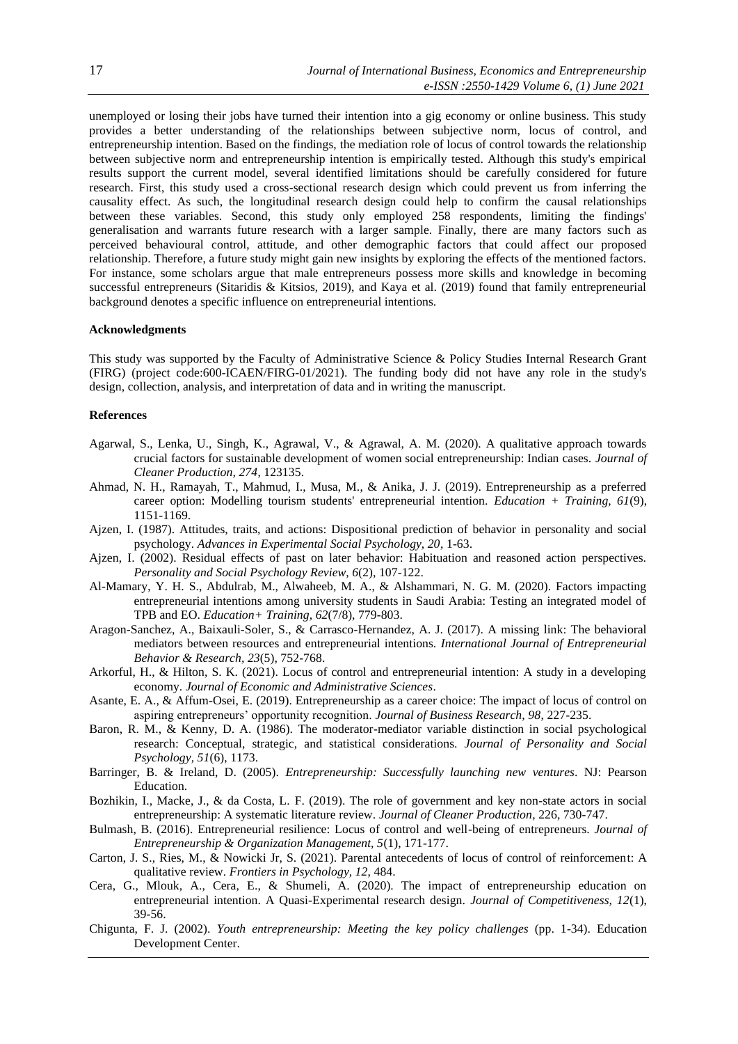unemployed or losing their jobs have turned their intention into a gig economy or online business. This study provides a better understanding of the relationships between subjective norm, locus of control, and entrepreneurship intention. Based on the findings, the mediation role of locus of control towards the relationship between subjective norm and entrepreneurship intention is empirically tested. Although this study's empirical results support the current model, several identified limitations should be carefully considered for future research. First, this study used a cross-sectional research design which could prevent us from inferring the causality effect. As such, the longitudinal research design could help to confirm the causal relationships between these variables. Second, this study only employed 258 respondents, limiting the findings' generalisation and warrants future research with a larger sample. Finally, there are many factors such as perceived behavioural control, attitude, and other demographic factors that could affect our proposed relationship. Therefore, a future study might gain new insights by exploring the effects of the mentioned factors. For instance, some scholars argue that male entrepreneurs possess more skills and knowledge in becoming successful entrepreneurs (Sitaridis & Kitsios, 2019), and Kaya et al. (2019) found that family entrepreneurial background denotes a specific influence on entrepreneurial intentions.

**Acknowledgments**

This study was supported by the Faculty of Administrative Science & Policy Studies Internal Research Grant (FIRG) (project code:600-ICAEN/FIRG-01/2021). The funding body did not have any role in the study's design, collection, analysis, and interpretation of data and in writing the manuscript.

**References**

Agarwal, S., Lenka, U., Singh, K., Agrawal, V., & Agrawal, A. M. (2020). A qualitative approach towards crucial factors for sustainable development of women social entrepreneurship: Indian cases. *Journal of Cleaner Production, 274*, 123135.

Ahmad, N. H., Ramayah, T., Mahmud, I., Musa, M., & Anika, J. J. (2019). Entrepreneurship as a preferred career option: Modelling tourism students' entrepreneurial intention. *Education + Training, 61*(9), 1151-1169.

Ajzen, I. (1987). Attitudes, traits, and actions: Dispositional prediction of behavior in personality and social psychology. *Advances in Experimental Social Psychology, 20*, 1-63.

Ajzen, I. (2002). Residual effects of past on later behavior: Habituation and reasoned action perspectives. *Personality and Social Psychology Review, 6*(2), 107-122.

Al-Mamary, Y. H. S., Abdulrab, M., Alwaheeb, M. A., & Alshammari, N. G. M. (2020). Factors impacting entrepreneurial intentions among university students in Saudi Arabia: Testing an integrated model of TPB and EO. *Education+ Training, 62*(7/8), 779-803.

Aragon-Sanchez, A., Baixauli-Soler, S., & Carrasco-Hernandez, A. J. (2017). A missing link: The behavioral mediators between resources and entrepreneurial intentions. *International Journal of Entrepreneurial Behavior & Research, 23*(5), 752-768.

Arkorful, H., & Hilton, S. K. (2021). Locus of control and entrepreneurial intention: A study in a developing economy. *Journal of Economic and Administrative Sciences*.

Asante, E. A., & Affum-Osei, E. (2019). Entrepreneurship as a career choice: The impact of locus of control on aspiring entrepreneurs' opportunity recognition. *Journal of Business Research, 98*, 227-235.

Baron, R. M., & Kenny, D. A. (1986). The moderator-mediator variable distinction in social psychological research: Conceptual, strategic, and statistical considerations. *Journal of Personality and Social Psychology, 51*(6), 1173.

Barringer, B. & Ireland, D. (2005). *Entrepreneurship: Successfully launching new ventures*. NJ: Pearson Education.

Bozhikin, I., Macke, J., & da Costa, L. F. (2019). The role of government and key non-state actors in social entrepreneurship: A systematic literature review. *Journal of Cleaner Production*, 226, 730-747.

Bulmash, B. (2016). Entrepreneurial resilience: Locus of control and well-being of entrepreneurs. *Journal of Entrepreneurship & Organization Management, 5*(1), 171-177.

Carton, J. S., Ries, M., & Nowicki Jr, S. (2021). Parental antecedents of locus of control of reinforcement: A qualitative review. *Frontiers in Psychology, 12*, 484.

Cera, G., Mlouk, A., Cera, E., & Shumeli, A. (2020). The impact of entrepreneurship education on entrepreneurial intention. A Quasi-Experimental research design. *Journal of Competitiveness, 12*(1), 39-56.

Chigunta, F. J. (2002). *Youth entrepreneurship: Meeting the key policy challenges* (pp. 1-34). Education Development Center.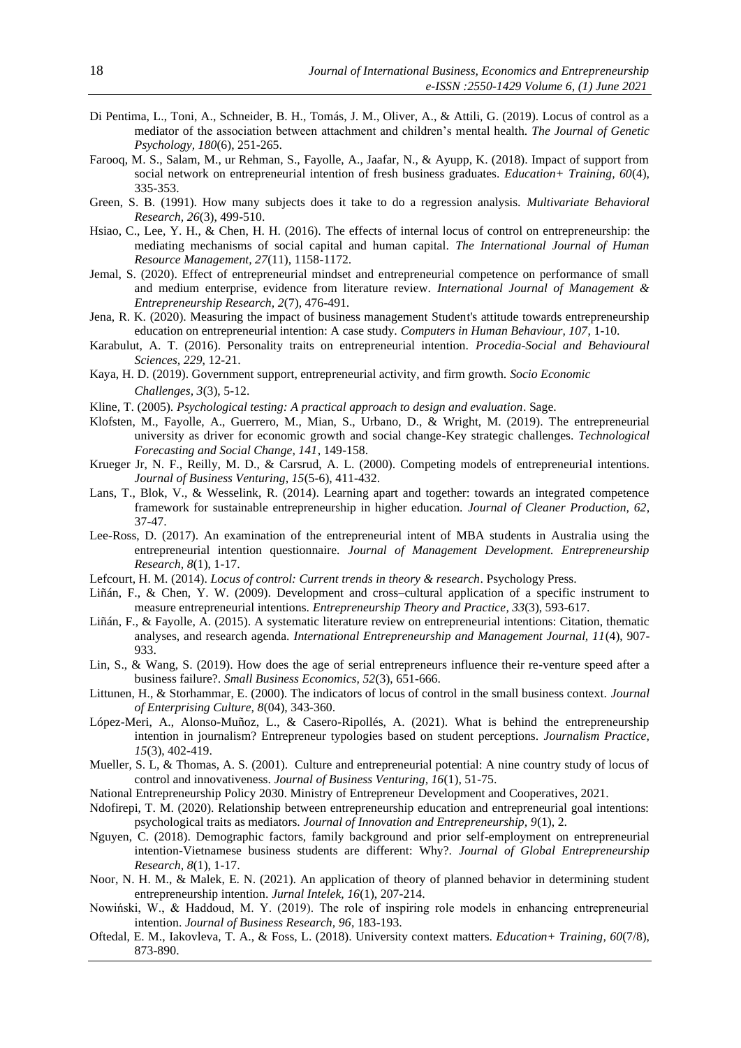Di Pentima, L., Toni, A., Schneider, B. H., Tomás, J. M., Oliver, A., & Attili, G. (2019). Locus of control as a mediator of the association between attachment and children's mental health. *The Journal of Genetic Psychology, 180*(6), 251-265.

Farooq, M. S., Salam, M., ur Rehman, S., Fayolle, A., Jaafar, N., & Ayupp, K. (2018). Impact of support from social network on entrepreneurial intention of fresh business graduates. *Education+ Training, 60*(4), 335-353.

Green, S. B. (1991). How many subjects does it take to do a regression analysis. *Multivariate Behavioral Research, 26*(3), 499-510.

Hsiao, C., Lee, Y. H., & Chen, H. H. (2016). The effects of internal locus of control on entrepreneurship: the mediating mechanisms of social capital and human capital. *The International Journal of Human Resource Management, 27*(11), 1158-1172.

Jemal, S. (2020). Effect of entrepreneurial mindset and entrepreneurial competence on performance of small and medium enterprise, evidence from literature review. *International Journal of Management & Entrepreneurship Research, 2*(7), 476-491.

Jena, R. K. (2020). Measuring the impact of business management Student's attitude towards entrepreneurship education on entrepreneurial intention: A case study. *Computers in Human Behaviour, 107*, 1-10.

Karabulut, A. T. (2016). Personality traits on entrepreneurial intention. *Procedia-Social and Behavioural Sciences, 229*, 12-21.

Kaya, H. D. (2019). Government support, entrepreneurial activity, and firm growth. *Socio Economic Challenges, 3*(3), 5-12.

Kline, T. (2005). *Psychological testing: A practical approach to design and evaluation*. Sage.

Klofsten, M., Fayolle, A., Guerrero, M., Mian, S., Urbano, D., & Wright, M. (2019). The entrepreneurial university as driver for economic growth and social change-Key strategic challenges. *Technological Forecasting and Social Change, 141*, 149-158.

Krueger Jr, N. F., Reilly, M. D., & Carsrud, A. L. (2000). Competing models of entrepreneurial intentions. *Journal of Business Venturing, 15*(5-6), 411-432.

Lans, T., Blok, V., & Wesselink, R. (2014). Learning apart and together: towards an integrated competence framework for sustainable entrepreneurship in higher education. *Journal of Cleaner Production, 62*, 37-47.

Lee-Ross, D. (2017). An examination of the entrepreneurial intent of MBA students in Australia using the entrepreneurial intention questionnaire. *Journal of Management Development. Entrepreneurship Research, 8*(1), 1-17.

Lefcourt, H. M. (2014). *Locus of control: Current trends in theory & research*. Psychology Press.

Liñán, F., & Chen, Y. W. (2009). Development and cross–cultural application of a specific instrument to measure entrepreneurial intentions. *Entrepreneurship Theory and Practice, 33*(3), 593-617.

Liñán, F., & Fayolle, A. (2015). A systematic literature review on entrepreneurial intentions: Citation, thematic analyses, and research agenda. *International Entrepreneurship and Management Journal, 11*(4), 907-933.

Lin, S., & Wang, S. (2019). How does the age of serial entrepreneurs influence their re-venture speed after a business failure?. *Small Business Economics, 52*(3), 651-666.

Littunen, H., & Storhammar, E. (2000). The indicators of locus of control in the small business context. *Journal of Enterprising Culture, 8*(04), 343-360.

López-Meri, A., Alonso-Muñoz, L., & Casero-Ripollés, A. (2021). What is behind the entrepreneurship intention in journalism? Entrepreneur typologies based on student perceptions. *Journalism Practice, 15*(3), 402-419.

Mueller, S. L, & Thomas, A. S. (2001). Culture and entrepreneurial potential: A nine country study of locus of control and innovativeness. *Journal of Business Venturing, 16*(1), 51-75.

National Entrepreneurship Policy 2030. Ministry of Entrepreneur Development and Cooperatives, 2021.

Ndofirepi, T. M. (2020). Relationship between entrepreneurship education and entrepreneurial goal intentions: psychological traits as mediators. *Journal of Innovation and Entrepreneurship, 9*(1), 2.

Nguyen, C. (2018). Demographic factors, family background and prior self-employment on entrepreneurial intention-Vietnamese business students are different: Why?. *Journal of Global Entrepreneurship Research, 8*(1), 1-17.

Noor, N. H. M., & Malek, E. N. (2021). An application of theory of planned behavior in determining student entrepreneurship intention. *Jurnal Intelek, 16*(1), 207-214.

Nowiński, W., & Haddoud, M. Y. (2019). The role of inspiring role models in enhancing entrepreneurial intention. *Journal of Business Research, 96*, 183-193.

Oftedal, E. M., Iakovleva, T. A., & Foss, L. (2018). University context matters. *Education+ Training, 60*(7/8), 873-890.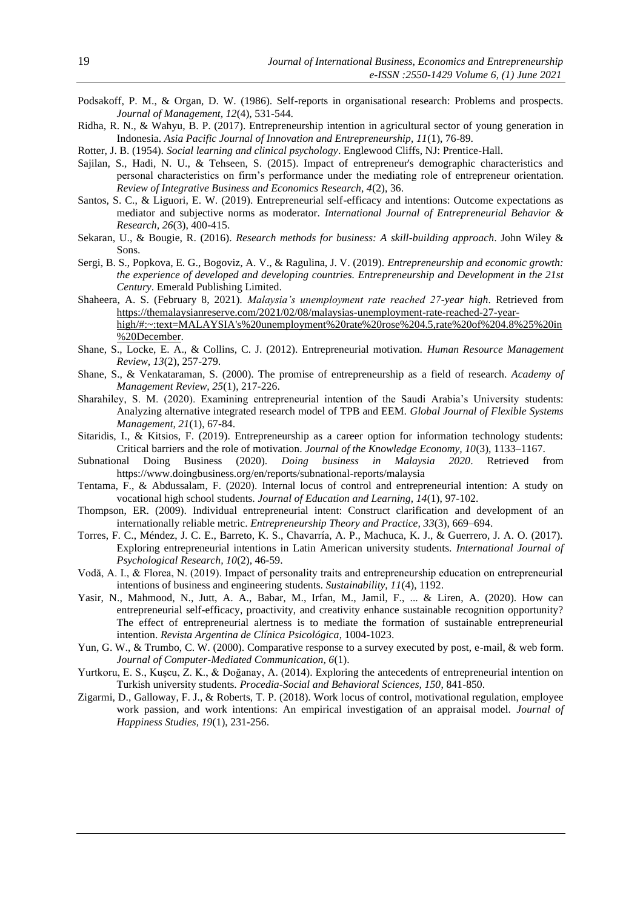Podsakoff, P. M., & Organ, D. W. (1986). Self-reports in organisational research: Problems and prospects. *Journal of Management, 12*(4), 531-544.

Ridha, R. N., & Wahyu, B. P. (2017). Entrepreneurship intention in agricultural sector of young generation in Indonesia. *Asia Pacific Journal of Innovation and Entrepreneurship, 11*(1), 76-89.

Rotter, J. B. (1954). *Social learning and clinical psychology*. Englewood Cliffs, NJ: Prentice-Hall.

Sajilan, S., Hadi, N. U., & Tehseen, S. (2015). Impact of entrepreneur's demographic characteristics and personal characteristics on firm's performance under the mediating role of entrepreneur orientation. *Review of Integrative Business and Economics Research, 4*(2), 36.

Santos, S. C., & Liguori, E. W. (2019). Entrepreneurial self-efficacy and intentions: Outcome expectations as mediator and subjective norms as moderator. *International Journal of Entrepreneurial Behavior & Research, 26*(3), 400-415.

Sekaran, U., & Bougie, R. (2016). *Research methods for business: A skill-building approach*. John Wiley & Sons.

Sergi, B. S., Popkova, E. G., Bogoviz, A. V., & Ragulina, J. V. (2019). *Entrepreneurship and economic growth: the experience of developed and developing countries. Entrepreneurship and Development in the 21st Century*. Emerald Publishing Limited.

Shaheera, A. S. (February 8, 2021). *Malaysia's unemployment rate reached 27-year high*. Retrieved from https://themalaysianreserve.com/2021/02/08/malaysias-unemployment-rate-reached-27-year-high/#:~:text=MALAYSIA's%20unemployment%20rate%20rose%204.5,rate%20of%204.8%25%20in%20December.

Shane, S., Locke, E. A., & Collins, C. J. (2012). Entrepreneurial motivation. *Human Resource Management Review, 13*(2), 257-279.

Shane, S., & Venkataraman, S. (2000). The promise of entrepreneurship as a field of research. *Academy of Management Review, 25*(1), 217-226.

Sharahiley, S. M. (2020). Examining entrepreneurial intention of the Saudi Arabia's University students: Analyzing alternative integrated research model of TPB and EEM. *Global Journal of Flexible Systems Management, 21*(1), 67-84.

Sitaridis, I., & Kitsios, F. (2019). Entrepreneurship as a career option for information technology students: Critical barriers and the role of motivation. *Journal of the Knowledge Economy, 10*(3), 1133–1167.

Subnational Doing Business (2020). *Doing business in Malaysia 2020*. Retrieved from https://www.doingbusiness.org/en/reports/subnational-reports/malaysia

Tentama, F., & Abdussalam, F. (2020). Internal locus of control and entrepreneurial intention: A study on vocational high school students. *Journal of Education and Learning, 14*(1), 97-102.

Thompson, ER. (2009). Individual entrepreneurial intent: Construct clarification and development of an internationally reliable metric. *Entrepreneurship Theory and Practice, 33*(3), 669–694.

Torres, F. C., Méndez, J. C. E., Barreto, K. S., Chavarría, A. P., Machuca, K. J., & Guerrero, J. A. O. (2017). Exploring entrepreneurial intentions in Latin American university students. *International Journal of Psychological Research, 10*(2), 46-59.

Vodă, A. I., & Florea, N. (2019). Impact of personality traits and entrepreneurship education on entrepreneurial intentions of business and engineering students. *Sustainability, 11*(4), 1192.

Yasir, N., Mahmood, N., Jutt, A. A., Babar, M., Irfan, M., Jamil, F., ... & Liren, A. (2020). How can entrepreneurial self-efficacy, proactivity, and creativity enhance sustainable recognition opportunity? The effect of entrepreneurial alertness is to mediate the formation of sustainable entrepreneurial intention. *Revista Argentina de Clínica Psicológica*, 1004-1023.

Yun, G. W., & Trumbo, C. W. (2000). Comparative response to a survey executed by post, e-mail, & web form. *Journal of Computer-Mediated Communication, 6*(1).

Yurtkoru, E. S., Kuşcu, Z. K., & Doğanay, A. (2014). Exploring the antecedents of entrepreneurial intention on Turkish university students. *Procedia-Social and Behavioral Sciences, 150*, 841-850.

Zigarmi, D., Galloway, F. J., & Roberts, T. P. (2018). Work locus of control, motivational regulation, employee work passion, and work intentions: An empirical investigation of an appraisal model. *Journal of Happiness Studies, 19*(1), 231-256.